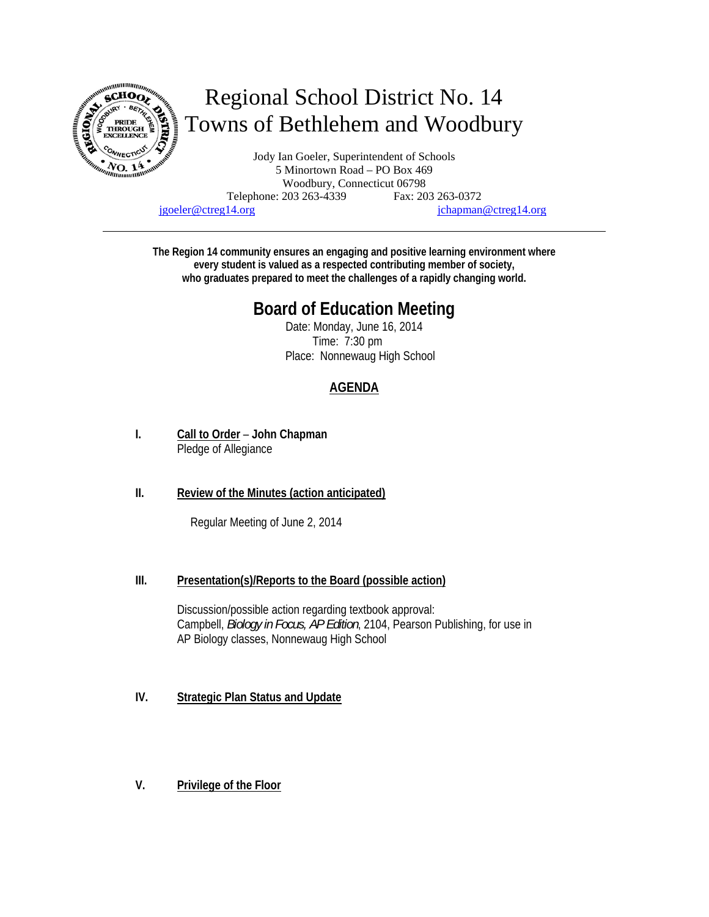# Regional School District No. 14
# Towns of Bethlehem and Woodbury

Jody Ian Goeler, Superintendent of Schools
5 Minortown Road – PO Box 469
Woodbury, Connecticut 06798
Telephone: 203 263-4339 Fax: 203 263-0372
jgoeler@ctreg14.org jchapman@ctreg14.org

---

**The Region 14 community ensures an engaging and positive learning environment where every student is valued as a respected contributing member of society, who graduates prepared to meet the challenges of a rapidly changing world.**

## Board of Education Meeting

Date: Monday, June 16, 2014
Time: 7:30 pm
Place: Nonnewaug High School

### AGENDA

**I. Call to Order – John Chapman**
Pledge of Allegiance

**II. Review of the Minutes (action anticipated)**

Regular Meeting of June 2, 2014

**III. Presentation(s)/Reports to the Board (possible action)**

Discussion/possible action regarding textbook approval:
Campbell, *Biology in Focus, AP Edition*, 2104, Pearson Publishing, for use in AP Biology classes, Nonnewaug High School

**IV. Strategic Plan Status and Update**

**V. Privilege of the Floor**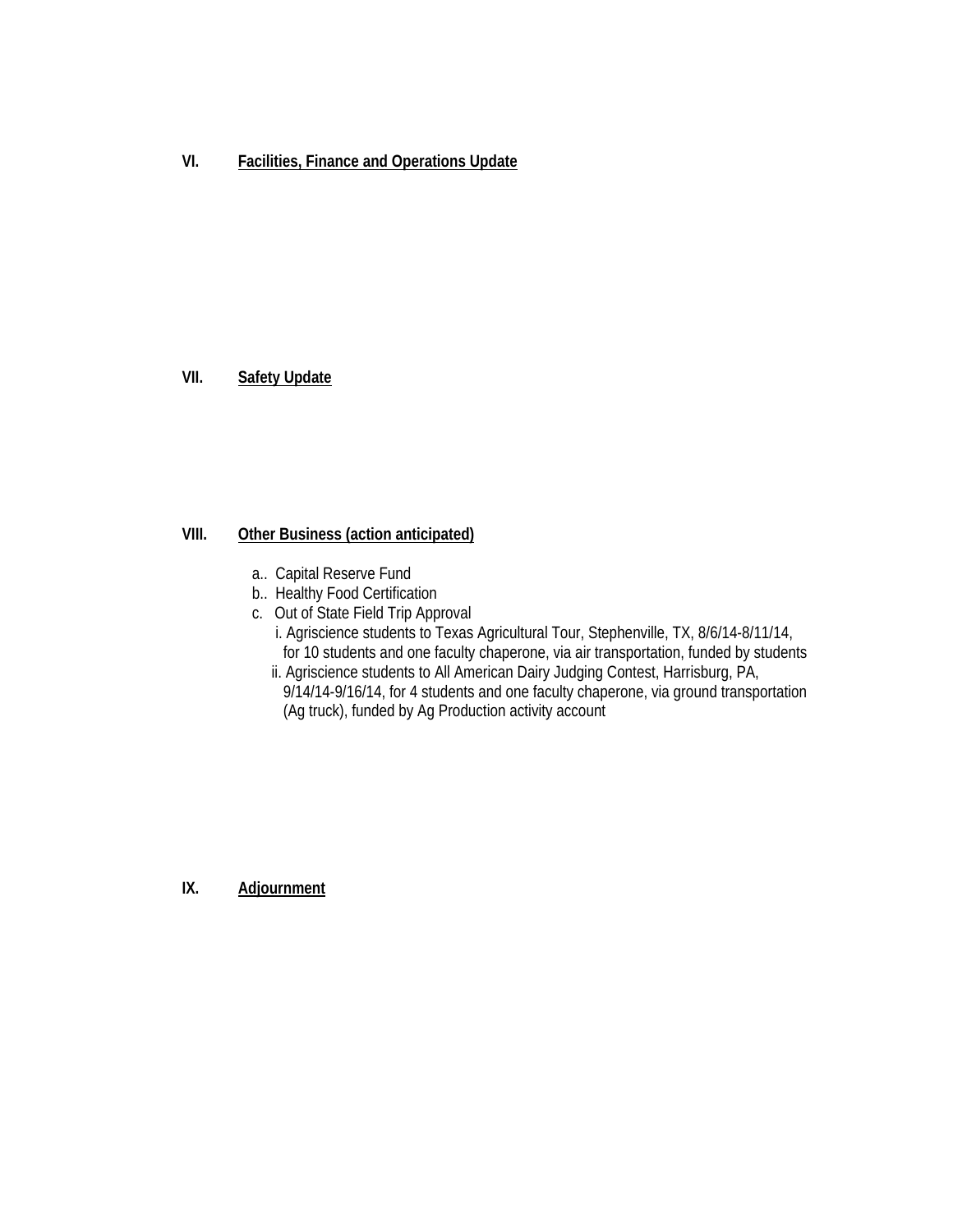**VI. Facilities, Finance and Operations Update**

**VII. Safety Update**

**VIII. Other Business (action anticipated)**

a.. Capital Reserve Fund

b.. Healthy Food Certification

c. Out of State Field Trip Approval

i. Agriscience students to Texas Agricultural Tour, Stephenville, TX, 8/6/14-8/11/14, for 10 students and one faculty chaperone, via air transportation, funded by students

ii. Agriscience students to All American Dairy Judging Contest, Harrisburg, PA, 9/14/14-9/16/14, for 4 students and one faculty chaperone, via ground transportation (Ag truck), funded by Ag Production activity account

**IX. Adjournment**